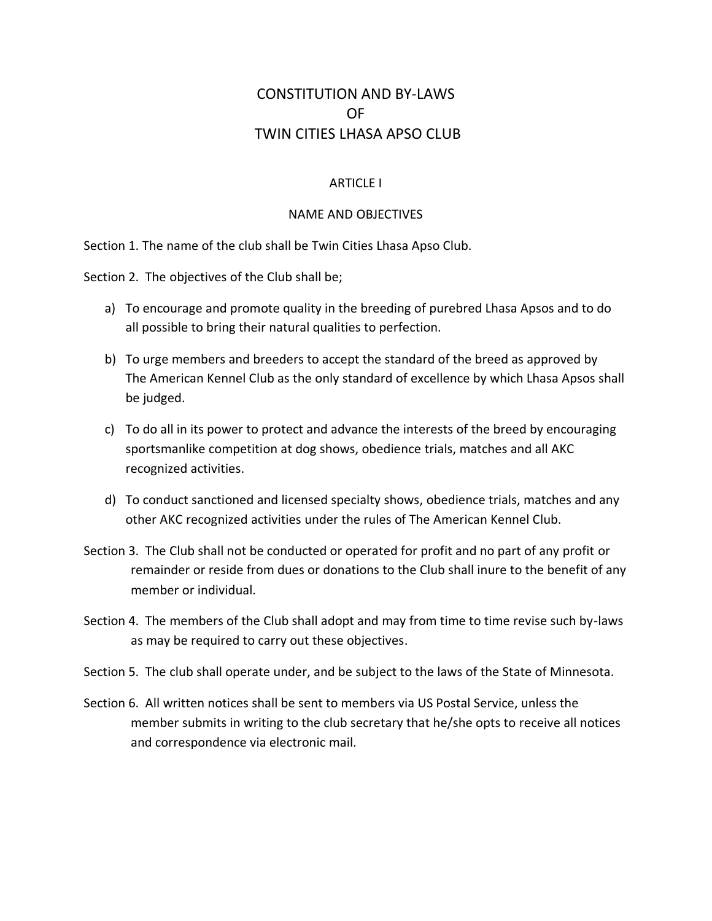# CONSTITUTION AND BY-LAWS OF TWIN CITIES LHASA APSO CLUB

## ARTICLE I

### NAME AND OBJECTIVES

Section 1. The name of the club shall be Twin Cities Lhasa Apso Club.

Section 2. The objectives of the Club shall be;

a) To encourage and promote quality in the breeding of purebred Lhasa Apsos and to do all possible to bring their natural qualities to perfection.

b) To urge members and breeders to accept the standard of the breed as approved by The American Kennel Club as the only standard of excellence by which Lhasa Apsos shall be judged.

c) To do all in its power to protect and advance the interests of the breed by encouraging sportsmanlike competition at dog shows, obedience trials, matches and all AKC recognized activities.

d) To conduct sanctioned and licensed specialty shows, obedience trials, matches and any other AKC recognized activities under the rules of The American Kennel Club.

Section 3. The Club shall not be conducted or operated for profit and no part of any profit or remainder or reside from dues or donations to the Club shall inure to the benefit of any member or individual.

Section 4. The members of the Club shall adopt and may from time to time revise such by-laws as may be required to carry out these objectives.

Section 5. The club shall operate under, and be subject to the laws of the State of Minnesota.

Section 6. All written notices shall be sent to members via US Postal Service, unless the member submits in writing to the club secretary that he/she opts to receive all notices and correspondence via electronic mail.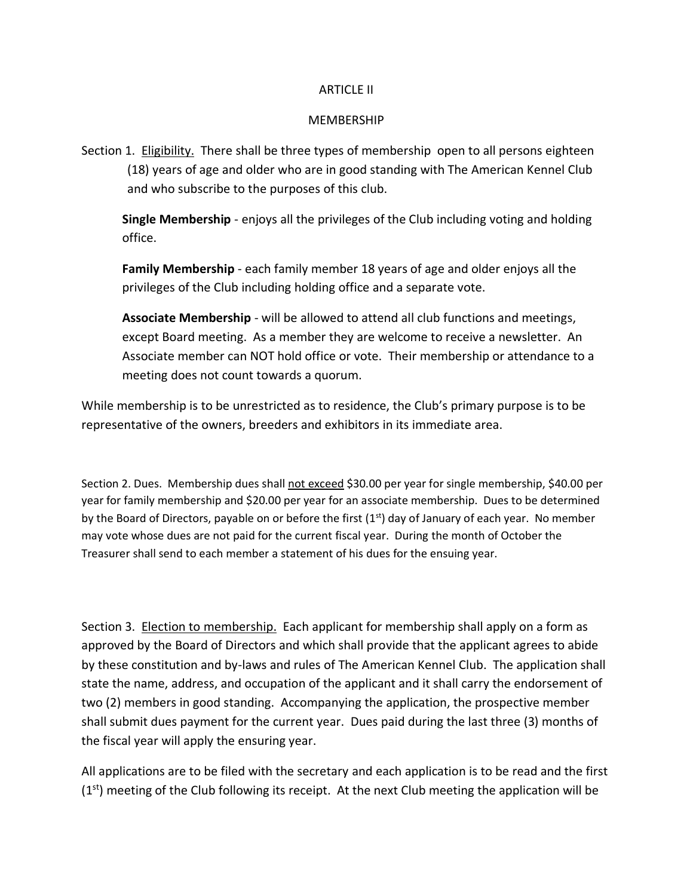## ARTICLE II

## MEMBERSHIP

Section 1. Eligibility. There shall be three types of membership open to all persons eighteen (18) years of age and older who are in good standing with The American Kennel Club and who subscribe to the purposes of this club.

**Single Membership** - enjoys all the privileges of the Club including voting and holding office.

**Family Membership** - each family member 18 years of age and older enjoys all the privileges of the Club including holding office and a separate vote.

**Associate Membership** - will be allowed to attend all club functions and meetings, except Board meeting. As a member they are welcome to receive a newsletter. An Associate member can NOT hold office or vote. Their membership or attendance to a meeting does not count towards a quorum.

While membership is to be unrestricted as to residence, the Club's primary purpose is to be representative of the owners, breeders and exhibitors in its immediate area.

Section 2. Dues. Membership dues shall not exceed $30.00 per year for single membership, $40.00 per year for family membership and $20.00 per year for an associate membership. Dues to be determined by the Board of Directors, payable on or before the first (1st) day of January of each year. No member may vote whose dues are not paid for the current fiscal year. During the month of October the Treasurer shall send to each member a statement of his dues for the ensuing year.

Section 3. Election to membership. Each applicant for membership shall apply on a form as approved by the Board of Directors and which shall provide that the applicant agrees to abide by these constitution and by-laws and rules of The American Kennel Club. The application shall state the name, address, and occupation of the applicant and it shall carry the endorsement of two (2) members in good standing. Accompanying the application, the prospective member shall submit dues payment for the current year. Dues paid during the last three (3) months of the fiscal year will apply the ensuring year.

All applications are to be filed with the secretary and each application is to be read and the first (1st) meeting of the Club following its receipt. At the next Club meeting the application will be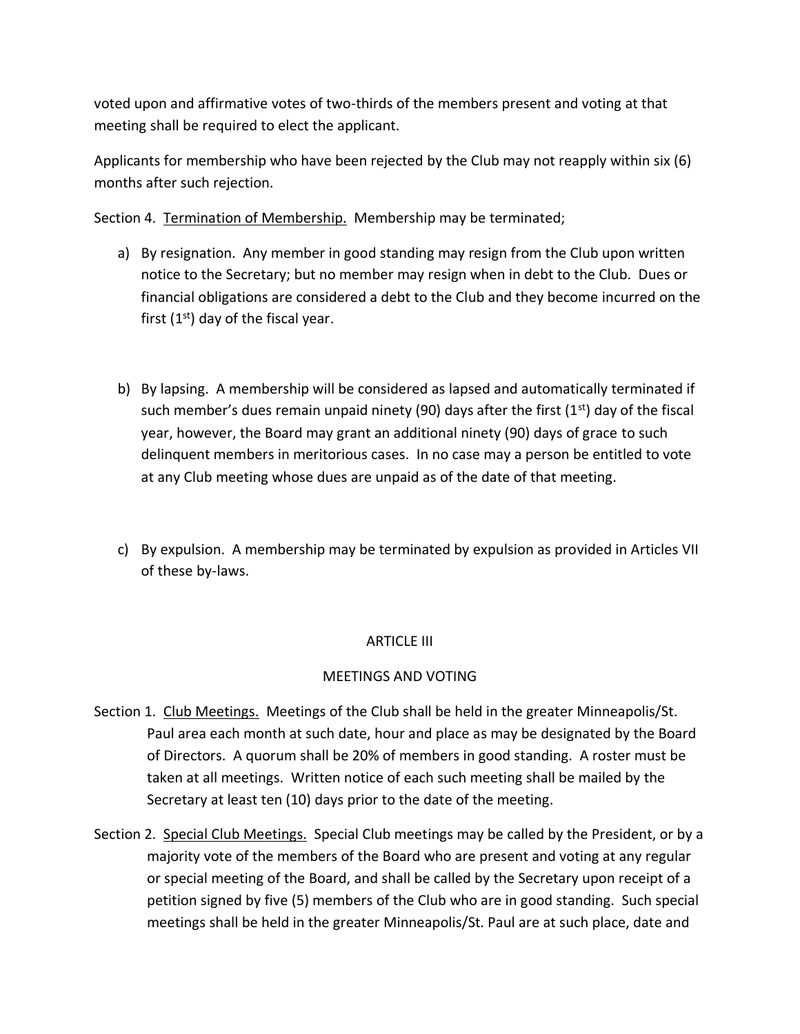voted upon and affirmative votes of two-thirds of the members present and voting at that meeting shall be required to elect the applicant.

Applicants for membership who have been rejected by the Club may not reapply within six (6) months after such rejection.

Section 4. Termination of Membership. Membership may be terminated;

a) By resignation. Any member in good standing may resign from the Club upon written notice to the Secretary; but no member may resign when in debt to the Club. Dues or financial obligations are considered a debt to the Club and they become incurred on the first (1st) day of the fiscal year.

b) By lapsing. A membership will be considered as lapsed and automatically terminated if such member's dues remain unpaid ninety (90) days after the first (1st) day of the fiscal year, however, the Board may grant an additional ninety (90) days of grace to such delinquent members in meritorious cases. In no case may a person be entitled to vote at any Club meeting whose dues are unpaid as of the date of that meeting.

c) By expulsion. A membership may be terminated by expulsion as provided in Articles VII of these by-laws.

## ARTICLE III

## MEETINGS AND VOTING

Section 1. Club Meetings. Meetings of the Club shall be held in the greater Minneapolis/St. Paul area each month at such date, hour and place as may be designated by the Board of Directors. A quorum shall be 20% of members in good standing. A roster must be taken at all meetings. Written notice of each such meeting shall be mailed by the Secretary at least ten (10) days prior to the date of the meeting.

Section 2. Special Club Meetings. Special Club meetings may be called by the President, or by a majority vote of the members of the Board who are present and voting at any regular or special meeting of the Board, and shall be called by the Secretary upon receipt of a petition signed by five (5) members of the Club who are in good standing. Such special meetings shall be held in the greater Minneapolis/St. Paul are at such place, date and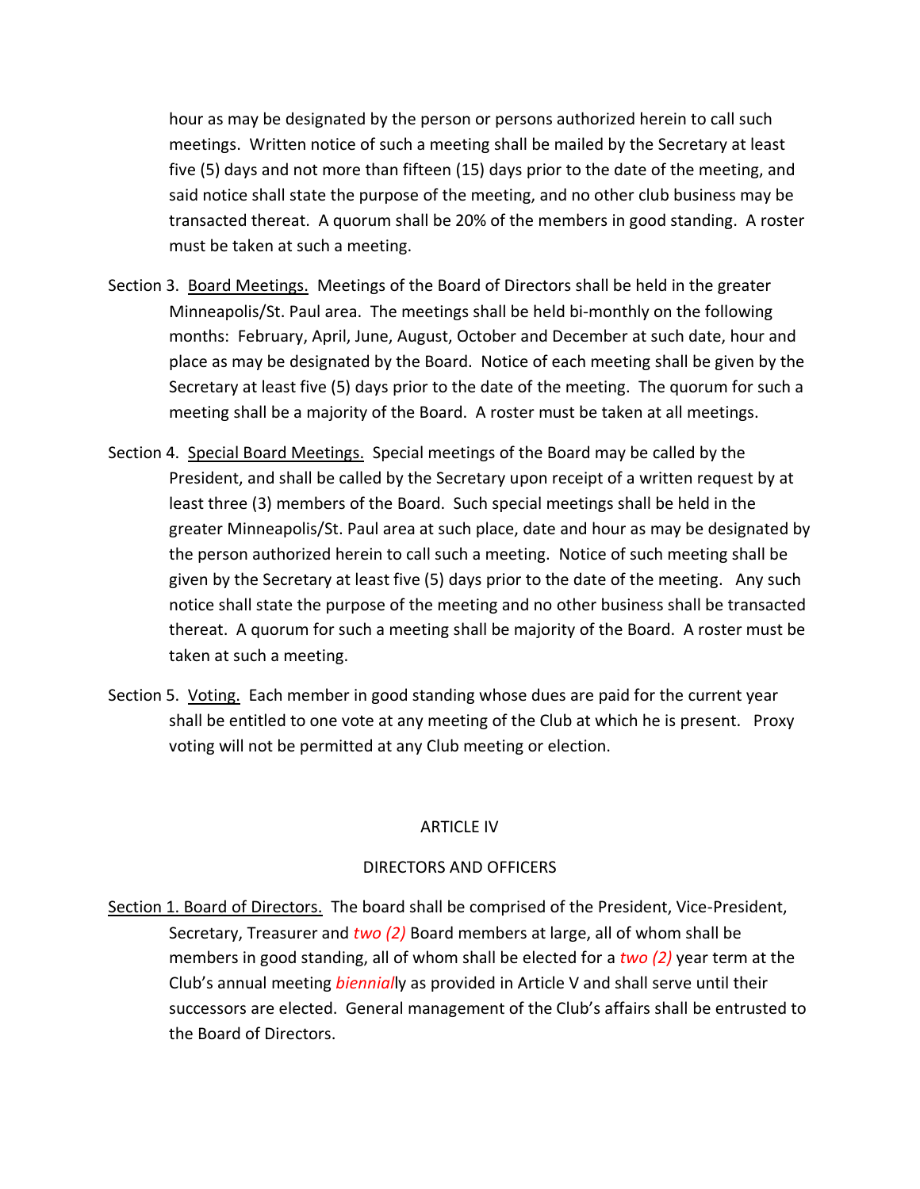hour as may be designated by the person or persons authorized herein to call such meetings. Written notice of such a meeting shall be mailed by the Secretary at least five (5) days and not more than fifteen (15) days prior to the date of the meeting, and said notice shall state the purpose of the meeting, and no other club business may be transacted thereat. A quorum shall be 20% of the members in good standing. A roster must be taken at such a meeting.

Section 3. Board Meetings. Meetings of the Board of Directors shall be held in the greater Minneapolis/St. Paul area. The meetings shall be held bi-monthly on the following months: February, April, June, August, October and December at such date, hour and place as may be designated by the Board. Notice of each meeting shall be given by the Secretary at least five (5) days prior to the date of the meeting. The quorum for such a meeting shall be a majority of the Board. A roster must be taken at all meetings.

Section 4. Special Board Meetings. Special meetings of the Board may be called by the President, and shall be called by the Secretary upon receipt of a written request by at least three (3) members of the Board. Such special meetings shall be held in the greater Minneapolis/St. Paul area at such place, date and hour as may be designated by the person authorized herein to call such a meeting. Notice of such meeting shall be given by the Secretary at least five (5) days prior to the date of the meeting. Any such notice shall state the purpose of the meeting and no other business shall be transacted thereat. A quorum for such a meeting shall be majority of the Board. A roster must be taken at such a meeting.

Section 5. Voting. Each member in good standing whose dues are paid for the current year shall be entitled to one vote at any meeting of the Club at which he is present. Proxy voting will not be permitted at any Club meeting or election.

## ARTICLE IV

## DIRECTORS AND OFFICERS

Section 1. Board of Directors. The board shall be comprised of the President, Vice-President, Secretary, Treasurer and *two (2)* Board members at large, all of whom shall be members in good standing, all of whom shall be elected for a *two (2)* year term at the Club's annual meeting *biennial*ly as provided in Article V and shall serve until their successors are elected. General management of the Club's affairs shall be entrusted to the Board of Directors.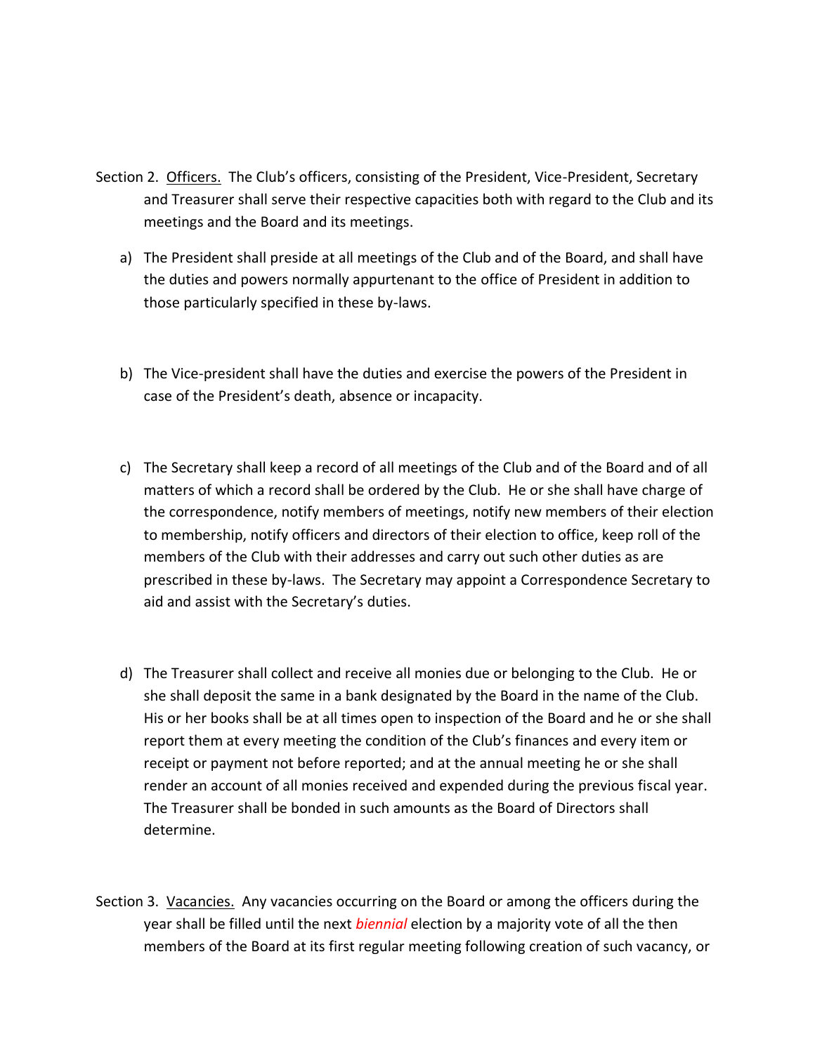Section 2. <u>Officers.</u> The Club's officers, consisting of the President, Vice-President, Secretary and Treasurer shall serve their respective capacities both with regard to the Club and its meetings and the Board and its meetings.

a) The President shall preside at all meetings of the Club and of the Board, and shall have the duties and powers normally appurtenant to the office of President in addition to those particularly specified in these by-laws.

b) The Vice-president shall have the duties and exercise the powers of the President in case of the President's death, absence or incapacity.

c) The Secretary shall keep a record of all meetings of the Club and of the Board and of all matters of which a record shall be ordered by the Club. He or she shall have charge of the correspondence, notify members of meetings, notify new members of their election to membership, notify officers and directors of their election to office, keep roll of the members of the Club with their addresses and carry out such other duties as are prescribed in these by-laws. The Secretary may appoint a Correspondence Secretary to aid and assist with the Secretary's duties.

d) The Treasurer shall collect and receive all monies due or belonging to the Club. He or she shall deposit the same in a bank designated by the Board in the name of the Club. His or her books shall be at all times open to inspection of the Board and he or she shall report them at every meeting the condition of the Club's finances and every item or receipt or payment not before reported; and at the annual meeting he or she shall render an account of all monies received and expended during the previous fiscal year. The Treasurer shall be bonded in such amounts as the Board of Directors shall determine.

Section 3. <u>Vacancies.</u> Any vacancies occurring on the Board or among the officers during the year shall be filled until the next *biennial* election by a majority vote of all the then members of the Board at its first regular meeting following creation of such vacancy, or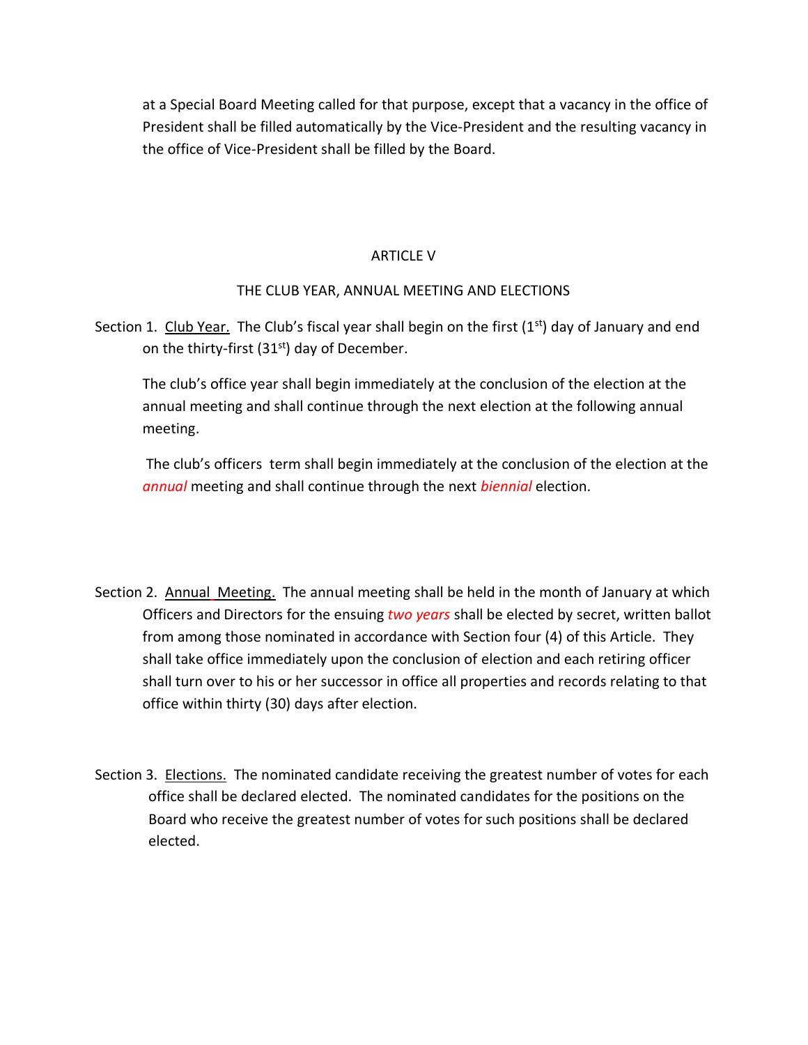at a Special Board Meeting called for that purpose, except that a vacancy in the office of President shall be filled automatically by the Vice-President and the resulting vacancy in the office of Vice-President shall be filled by the Board.

## ARTICLE V

## THE CLUB YEAR, ANNUAL MEETING AND ELECTIONS

Section 1. Club Year. The Club's fiscal year shall begin on the first (1st) day of January and end on the thirty-first (31st) day of December.

The club's office year shall begin immediately at the conclusion of the election at the annual meeting and shall continue through the next election at the following annual meeting.

The club's officers term shall begin immediately at the conclusion of the election at the *annual* meeting and shall continue through the next *biennial* election.

Section 2. Annual Meeting. The annual meeting shall be held in the month of January at which Officers and Directors for the ensuing *two years* shall be elected by secret, written ballot from among those nominated in accordance with Section four (4) of this Article. They shall take office immediately upon the conclusion of election and each retiring officer shall turn over to his or her successor in office all properties and records relating to that office within thirty (30) days after election.

Section 3. Elections. The nominated candidate receiving the greatest number of votes for each office shall be declared elected. The nominated candidates for the positions on the Board who receive the greatest number of votes for such positions shall be declared elected.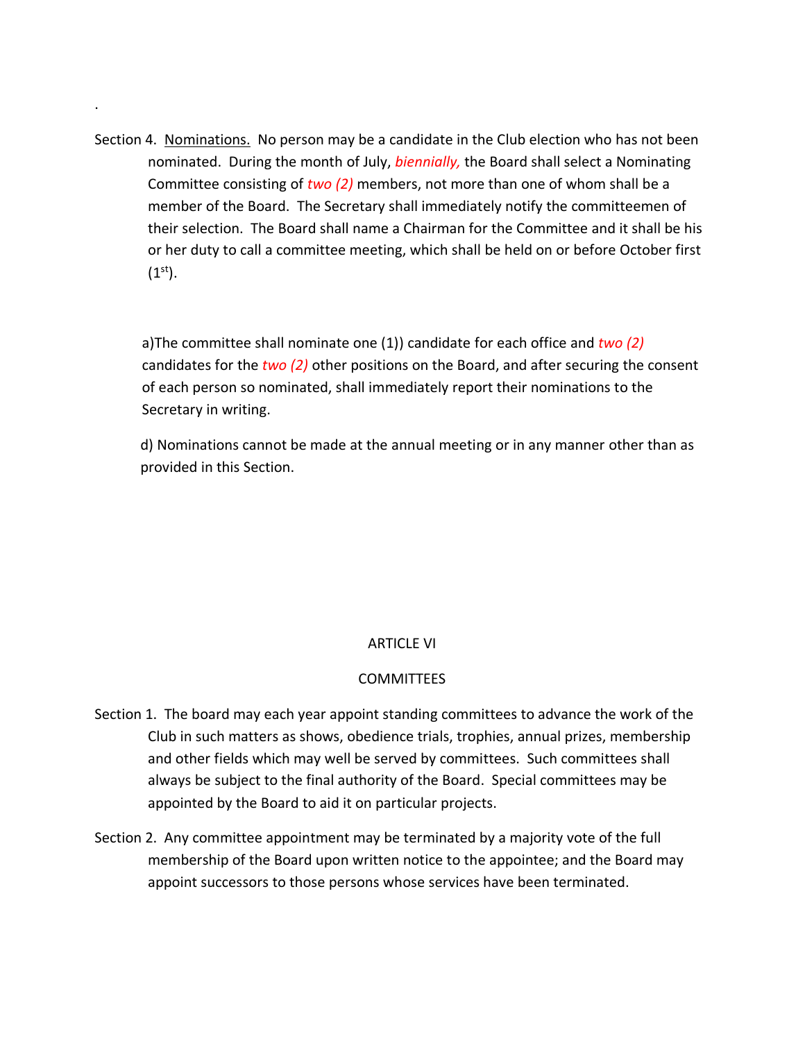.

Section 4. <u>Nominations.</u> No person may be a candidate in the Club election who has not been nominated. During the month of July, *biennially,* the Board shall select a Nominating Committee consisting of *two (2)* members, not more than one of whom shall be a member of the Board. The Secretary shall immediately notify the committeemen of their selection. The Board shall name a Chairman for the Committee and it shall be his or her duty to call a committee meeting, which shall be held on or before October first (1st).

a)The committee shall nominate one (1)) candidate for each office and *two (2)* candidates for the *two (2)* other positions on the Board, and after securing the consent of each person so nominated, shall immediately report their nominations to the Secretary in writing.

d) Nominations cannot be made at the annual meeting or in any manner other than as provided in this Section.

## ARTICLE VI

## COMMITTEES

Section 1. The board may each year appoint standing committees to advance the work of the Club in such matters as shows, obedience trials, trophies, annual prizes, membership and other fields which may well be served by committees. Such committees shall always be subject to the final authority of the Board. Special committees may be appointed by the Board to aid it on particular projects.

Section 2. Any committee appointment may be terminated by a majority vote of the full membership of the Board upon written notice to the appointee; and the Board may appoint successors to those persons whose services have been terminated.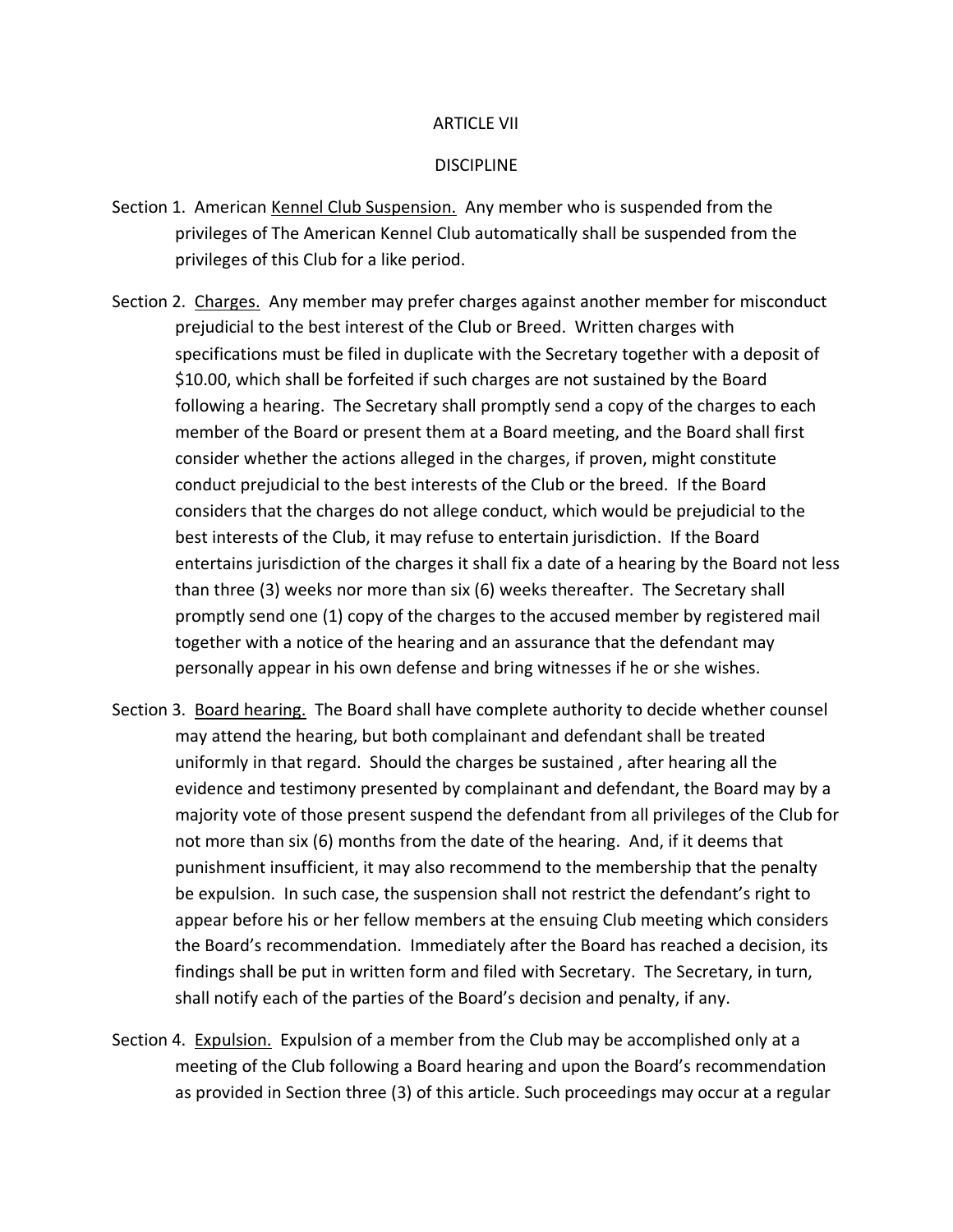# ARTICLE VII

## DISCIPLINE

Section 1. American <u>Kennel Club Suspension.</u> Any member who is suspended from the privileges of The American Kennel Club automatically shall be suspended from the privileges of this Club for a like period.

Section 2. <u>Charges.</u> Any member may prefer charges against another member for misconduct prejudicial to the best interest of the Club or Breed. Written charges with specifications must be filed in duplicate with the Secretary together with a deposit of $10.00, which shall be forfeited if such charges are not sustained by the Board following a hearing. The Secretary shall promptly send a copy of the charges to each member of the Board or present them at a Board meeting, and the Board shall first consider whether the actions alleged in the charges, if proven, might constitute conduct prejudicial to the best interests of the Club or the breed. If the Board considers that the charges do not allege conduct, which would be prejudicial to the best interests of the Club, it may refuse to entertain jurisdiction. If the Board entertains jurisdiction of the charges it shall fix a date of a hearing by the Board not less than three (3) weeks nor more than six (6) weeks thereafter. The Secretary shall promptly send one (1) copy of the charges to the accused member by registered mail together with a notice of the hearing and an assurance that the defendant may personally appear in his own defense and bring witnesses if he or she wishes.

Section 3. <u>Board hearing.</u> The Board shall have complete authority to decide whether counsel may attend the hearing, but both complainant and defendant shall be treated uniformly in that regard. Should the charges be sustained , after hearing all the evidence and testimony presented by complainant and defendant, the Board may by a majority vote of those present suspend the defendant from all privileges of the Club for not more than six (6) months from the date of the hearing. And, if it deems that punishment insufficient, it may also recommend to the membership that the penalty be expulsion. In such case, the suspension shall not restrict the defendant's right to appear before his or her fellow members at the ensuing Club meeting which considers the Board's recommendation. Immediately after the Board has reached a decision, its findings shall be put in written form and filed with Secretary. The Secretary, in turn, shall notify each of the parties of the Board's decision and penalty, if any.

Section 4. <u>Expulsion.</u> Expulsion of a member from the Club may be accomplished only at a meeting of the Club following a Board hearing and upon the Board's recommendation as provided in Section three (3) of this article. Such proceedings may occur at a regular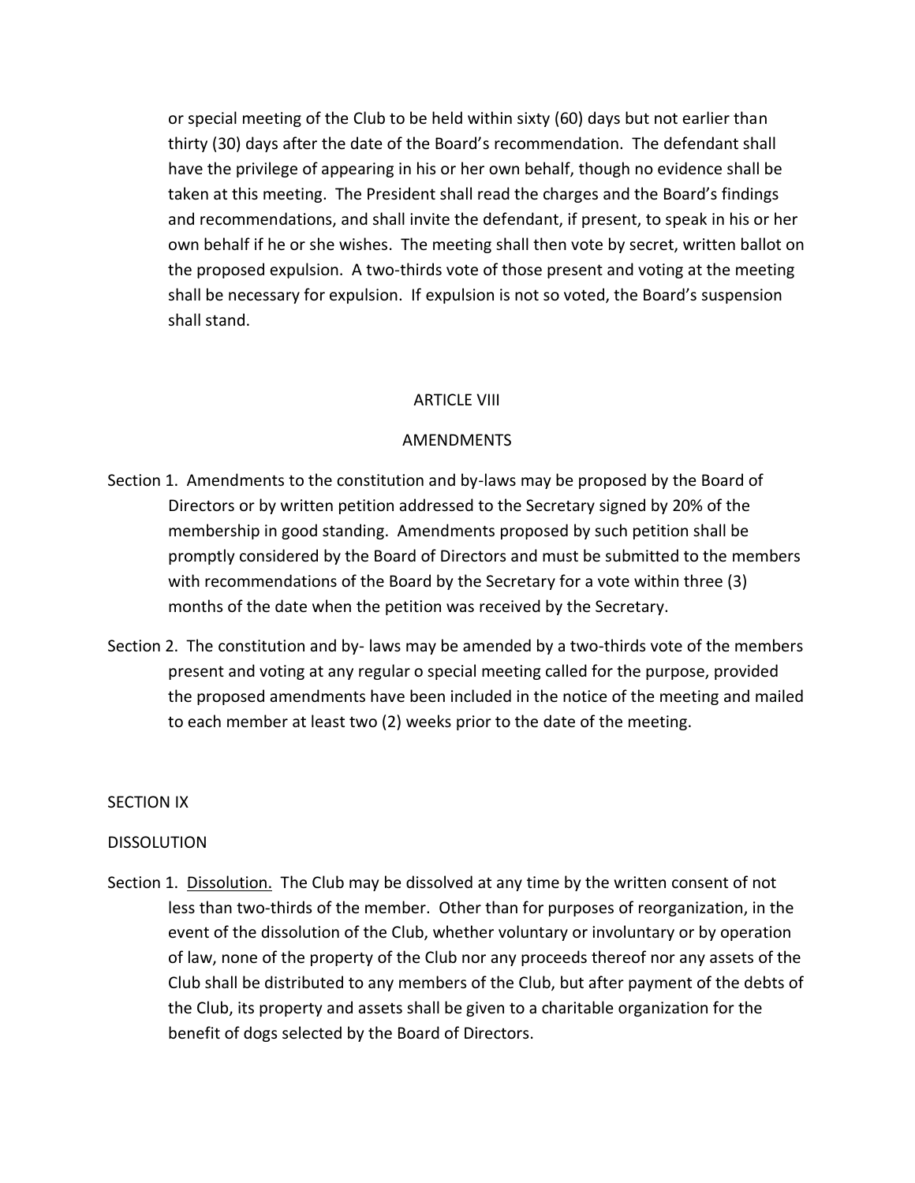or special meeting of the Club to be held within sixty (60) days but not earlier than thirty (30) days after the date of the Board's recommendation. The defendant shall have the privilege of appearing in his or her own behalf, though no evidence shall be taken at this meeting. The President shall read the charges and the Board's findings and recommendations, and shall invite the defendant, if present, to speak in his or her own behalf if he or she wishes. The meeting shall then vote by secret, written ballot on the proposed expulsion. A two-thirds vote of those present and voting at the meeting shall be necessary for expulsion. If expulsion is not so voted, the Board's suspension shall stand.

## ARTICLE VIII

## AMENDMENTS

Section 1. Amendments to the constitution and by-laws may be proposed by the Board of Directors or by written petition addressed to the Secretary signed by 20% of the membership in good standing. Amendments proposed by such petition shall be promptly considered by the Board of Directors and must be submitted to the members with recommendations of the Board by the Secretary for a vote within three (3) months of the date when the petition was received by the Secretary.

Section 2. The constitution and by- laws may be amended by a two-thirds vote of the members present and voting at any regular o special meeting called for the purpose, provided the proposed amendments have been included in the notice of the meeting and mailed to each member at least two (2) weeks prior to the date of the meeting.

## SECTION IX

## DISSOLUTION

Section 1. Dissolution. The Club may be dissolved at any time by the written consent of not less than two-thirds of the member. Other than for purposes of reorganization, in the event of the dissolution of the Club, whether voluntary or involuntary or by operation of law, none of the property of the Club nor any proceeds thereof nor any assets of the Club shall be distributed to any members of the Club, but after payment of the debts of the Club, its property and assets shall be given to a charitable organization for the benefit of dogs selected by the Board of Directors.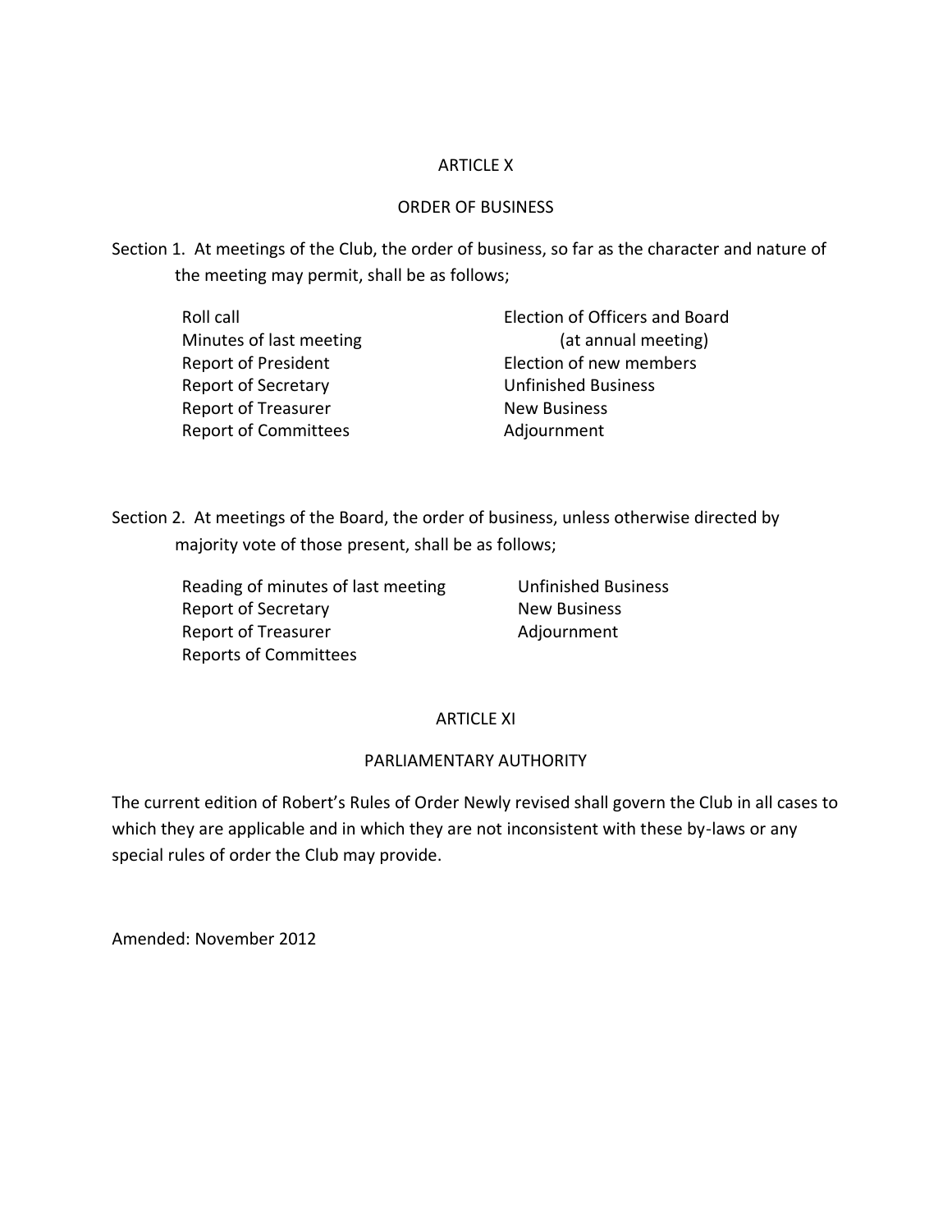## ARTICLE X

## ORDER OF BUSINESS

Section 1. At meetings of the Club, the order of business, so far as the character and nature of the meeting may permit, shall be as follows;

- Roll call
- Minutes of last meeting
- Report of President
- Report of Secretary
- Report of Treasurer
- Report of Committees
- Election of Officers and Board (at annual meeting)
- Election of new members
- Unfinished Business
- New Business
- Adjournment

Section 2. At meetings of the Board, the order of business, unless otherwise directed by majority vote of those present, shall be as follows;

- Reading of minutes of last meeting
- Report of Secretary
- Report of Treasurer
- Reports of Committees
- Unfinished Business
- New Business
- Adjournment

## ARTICLE XI

## PARLIAMENTARY AUTHORITY

The current edition of Robert's Rules of Order Newly revised shall govern the Club in all cases to which they are applicable and in which they are not inconsistent with these by-laws or any special rules of order the Club may provide.

Amended: November 2012